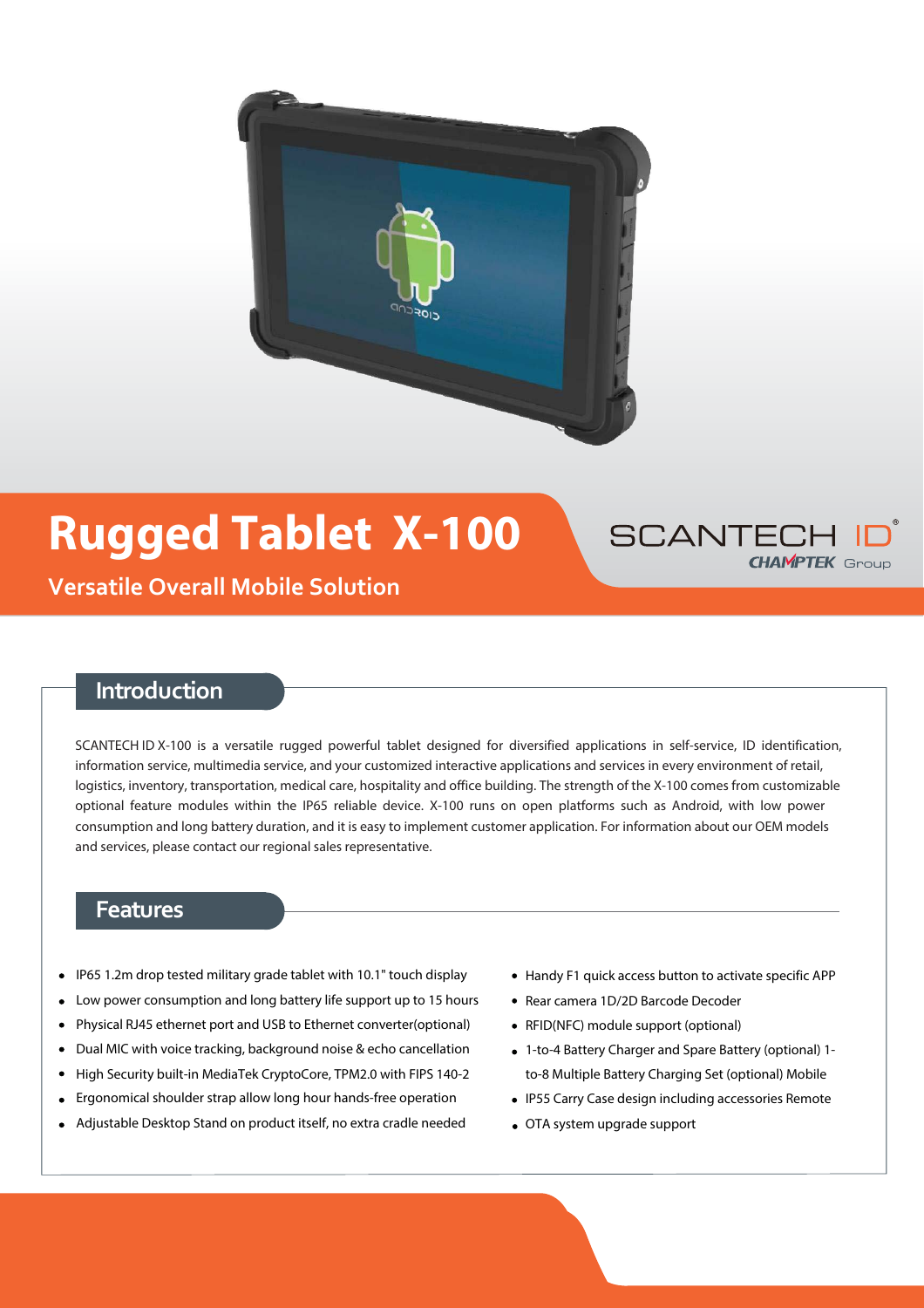# Rugged Tablet X-100

## Versatile Overall Mobile Solution

SCANTECH ID
CHAMPTEK Group

## Introduction

SCANTECH ID X-100 is a versatile rugged powerful tablet designed for diversified applications in self-service, ID identification, information service, multimedia service, and your customized interactive applications and services in every environment of retail, logistics, inventory, transportation, medical care, hospitality and office building. The strength of the X-100 comes from customizable optional feature modules within the IP65 reliable device. X-100 runs on open platforms such as Android, with low power consumption and long battery duration, and it is easy to implement customer application. For information about our OEM models and services, please contact our regional sales representative.

## Features

- IP65 1.2m drop tested military grade tablet with 10.1" touch display
- Low power consumption and long battery life support up to 15 hours
- Physical RJ45 ethernet port and USB to Ethernet converter(optional)
- Dual MIC with voice tracking, background noise & echo cancellation
- High Security built-in MediaTek CryptoCore, TPM2.0 with FIPS 140-2
- Ergonomical shoulder strap allow long hour hands-free operation
- Adjustable Desktop Stand on product itself, no extra cradle needed
- Handy F1 quick access button to activate specific APP
- Rear camera 1D/2D Barcode Decoder
- RFID(NFC) module support (optional)
- 1-to-4 Battery Charger and Spare Battery (optional) 1-to-8 Multiple Battery Charging Set (optional) Mobile
- IP55 Carry Case design including accessories Remote
- OTA system upgrade support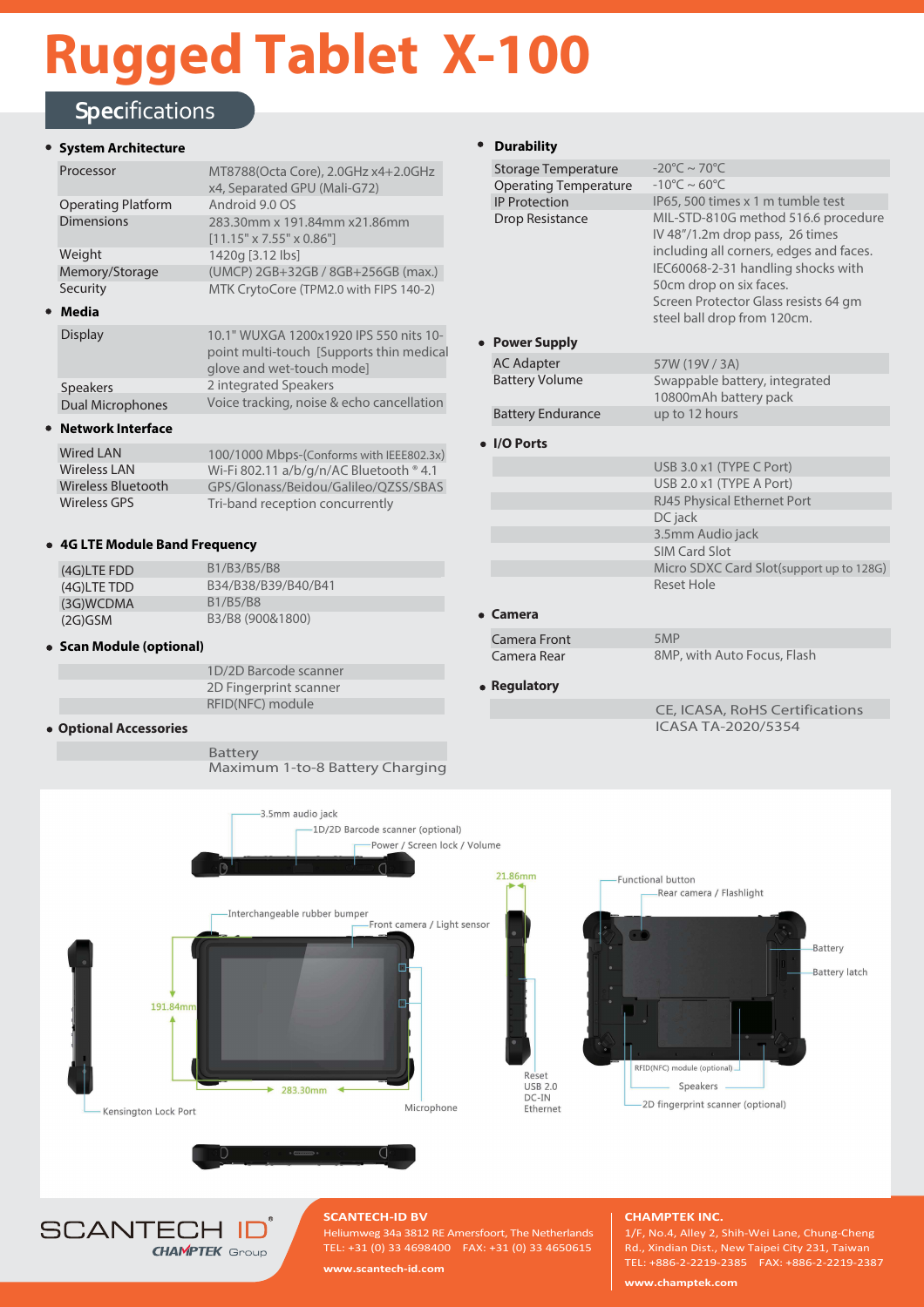# Rugged Tablet X-100

## Specifications

### System Architecture

| | |
|---|---|
| Processor | MT8788(Octa Core), 2.0GHz x4+2.0GHz x4, Separated GPU (Mali-G72) |
| Operating Platform | Android 9.0 OS |
| Dimensions | 283.30mm x 191.84mm x21.86mm [11.15" x 7.55" x 0.86"] |
| Weight | 1420g [3.12 lbs] |
| Memory/Storage | (UMCP) 2GB+32GB / 8GB+256GB (max.) |
| Security | MTK CrytoCore (TPM2.0 with FIPS 140-2) |

### Media

| | |
|---|---|
| Display | 10.1" WUXGA 1200x1920 IPS 550 nits 10-point multi-touch [Supports thin medical glove and wet-touch mode] |
| Speakers | 2 integrated Speakers |
| Dual Microphones | Voice tracking, noise & echo cancellation |

### Network Interface

| | |
|---|---|
| Wired LAN | 100/1000 Mbps-(Conforms with IEEE802.3x) |
| Wireless LAN | Wi-Fi 802.11 a/b/g/n/AC Bluetooth ® 4.1 |
| Wireless Bluetooth | GPS/Glonass/Beidou/Galileo/QZSS/SBAS |
| Wireless GPS | Tri-band reception concurrently |

### 4G LTE Module Band Frequency

| | |
|---|---|
| (4G)LTE FDD | B1/B3/B5/B8 |
| (4G)LTE TDD | B34/B38/B39/B40/B41 |
| (3G)WCDMA | B1/B5/B8 |
| (2G)GSM | B3/B8 (900&1800) |

### Scan Module (optional)

- 1D/2D Barcode scanner
- 2D Fingerprint scanner
- RFID(NFC) module

### Optional Accessories

- Battery
- Maximum 1-to-8 Battery Charging

### Durability

| | |
|---|---|
| Storage Temperature | -20°C ~ 70°C |
| Operating Temperature | -10°C ~ 60°C |
| IP Protection | IP65, 500 times x 1 m tumble test |
| Drop Resistance | MIL-STD-810G method 516.6 procedure IV 48"/1.2m drop pass, 26 times including all corners, edges and faces. IEC60068-2-31 handling shocks with 50cm drop on six faces. Screen Protector Glass resists 64 gm steel ball drop from 120cm. |

### Power Supply

| | |
|---|---|
| AC Adapter | 57W (19V / 3A) |
| Battery Volume | Swappable battery, integrated 10800mAh battery pack |
| Battery Endurance | up to 12 hours |

### I/O Ports

- USB 3.0 x1 (TYPE C Port)
- USB 2.0 x1 (TYPE A Port)
- RJ45 Physical Ethernet Port
- DC jack
- 3.5mm Audio jack
- SIM Card Slot
- Micro SDXC Card Slot(support up to 128G)
- Reset Hole

### Camera

| | |
|---|---|
| Camera Front | 5MP |
| Camera Rear | 8MP, with Auto Focus, Flash |

### Regulatory

CE, ICASA, RoHS Certifications
ICASA TA-2020/5354

3.5mm audio jack
1D/2D Barcode scanner (optional)
Power / Screen lock / Volume
Interchangeable rubber bumper
Front camera / Light sensor
191.84mm
283.30mm
21.86mm
Kensington Lock Port
Microphone
Reset
USB 2.0
DC-IN
Ethernet
Functional button
Rear camera / Flashlight
Battery
Battery latch
RFID(NFC) module (optional)
Speakers
2D fingerprint scanner (optional)

SCANTECH ID®
CHAMPTEK Group

**SCANTECH-ID BV**
Heliumweg 34a 3812 RE Amersfoort, The Netherlands
TEL: +31 (0) 33 4698400 FAX: +31 (0) 33 4650615
www.scantech-id.com

**CHAMPTEK INC.**
1/F, No.4, Alley 2, Shih-Wei Lane, Chung-Cheng Rd., Xindian Dist., New Taipei City 231, Taiwan
TEL: +886-2-2219-2385 FAX: +886-2-2219-2387
www.champtek.com